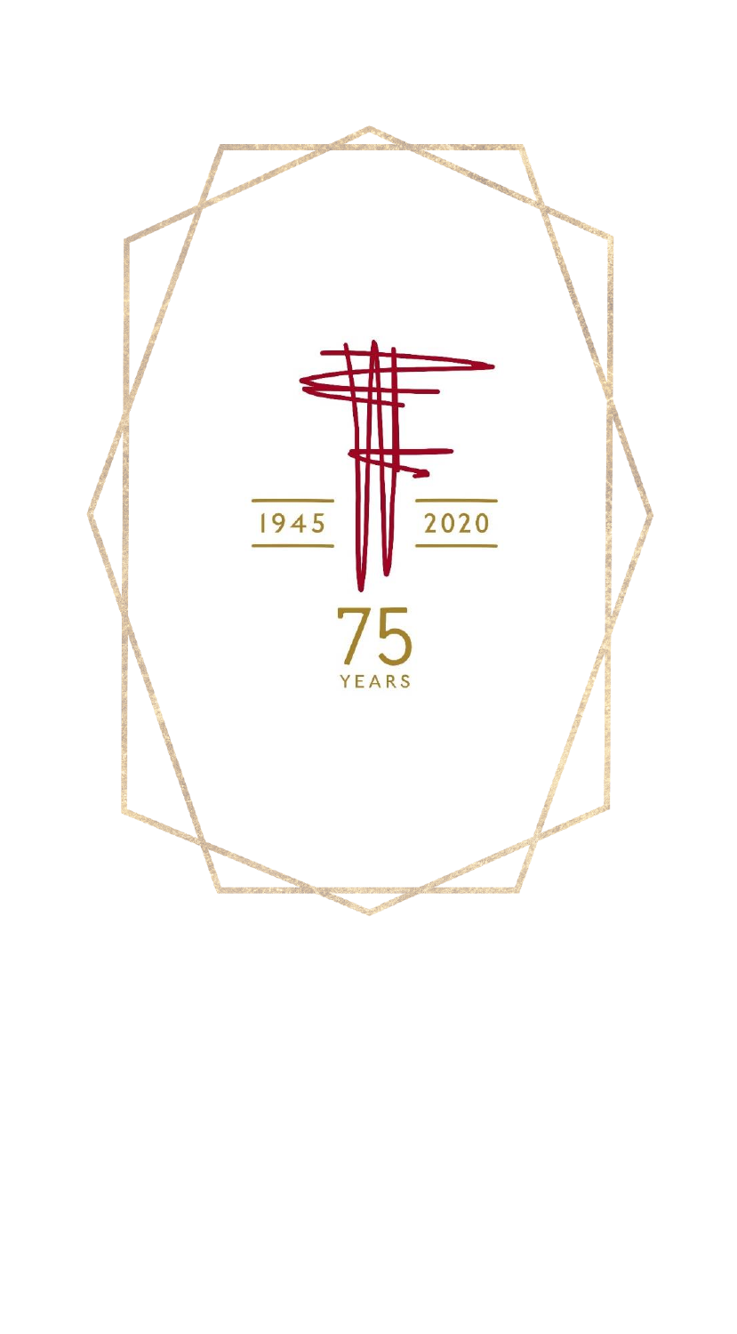1945 2020

75

YEARS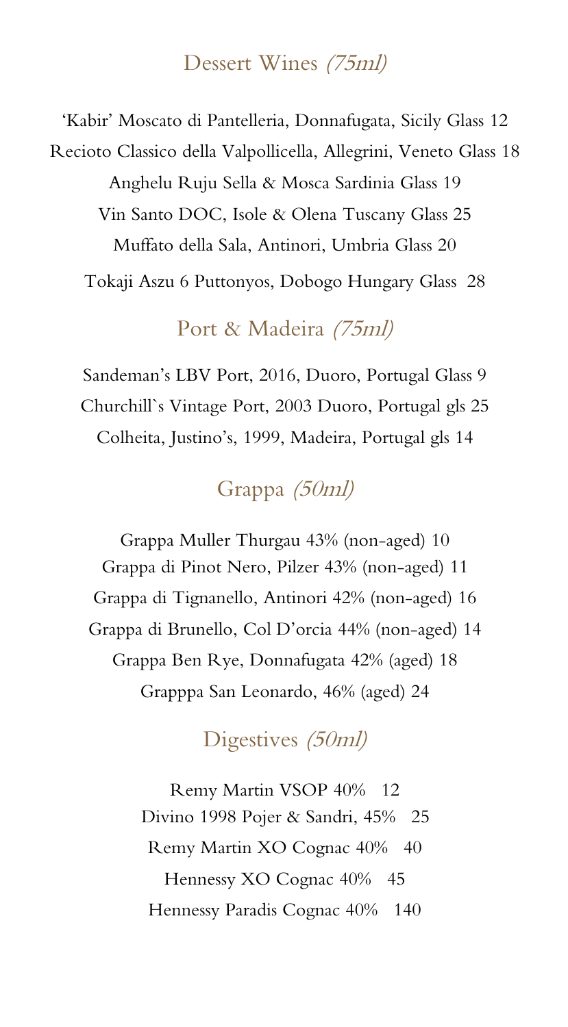## Dessert Wines *(75ml)*

'Kabir' Moscato di Pantelleria, Donnafugata, Sicily Glass 12

Recioto Classico della Valpollicella, Allegrini, Veneto Glass 18

Anghelu Ruju Sella & Mosca Sardinia Glass 19

Vin Santo DOC, Isole & Olena Tuscany Glass 25

Muffato della Sala, Antinori, Umbria Glass 20

Tokaji Aszu 6 Puttonyos, Dobogo Hungary Glass 28

## Port & Madeira *(75ml)*

Sandeman's LBV Port, 2016, Duoro, Portugal Glass 9

Churchill`s Vintage Port, 2003 Duoro, Portugal gls 25

Colheita, Justino's, 1999, Madeira, Portugal gls 14

## Grappa *(50ml)*

Grappa Muller Thurgau 43% (non-aged) 10

Grappa di Pinot Nero, Pilzer 43% (non-aged) 11

Grappa di Tignanello, Antinori 42% (non-aged) 16

Grappa di Brunello, Col D'orcia 44% (non-aged) 14

Grappa Ben Rye, Donnafugata 42% (aged) 18

Grapppa San Leonardo, 46% (aged) 24

## Digestives *(50ml)*

Remy Martin VSOP 40% 12

Divino 1998 Pojer & Sandri, 45% 25

Remy Martin XO Cognac 40% 40

Hennessy XO Cognac 40% 45

Hennessy Paradis Cognac 40% 140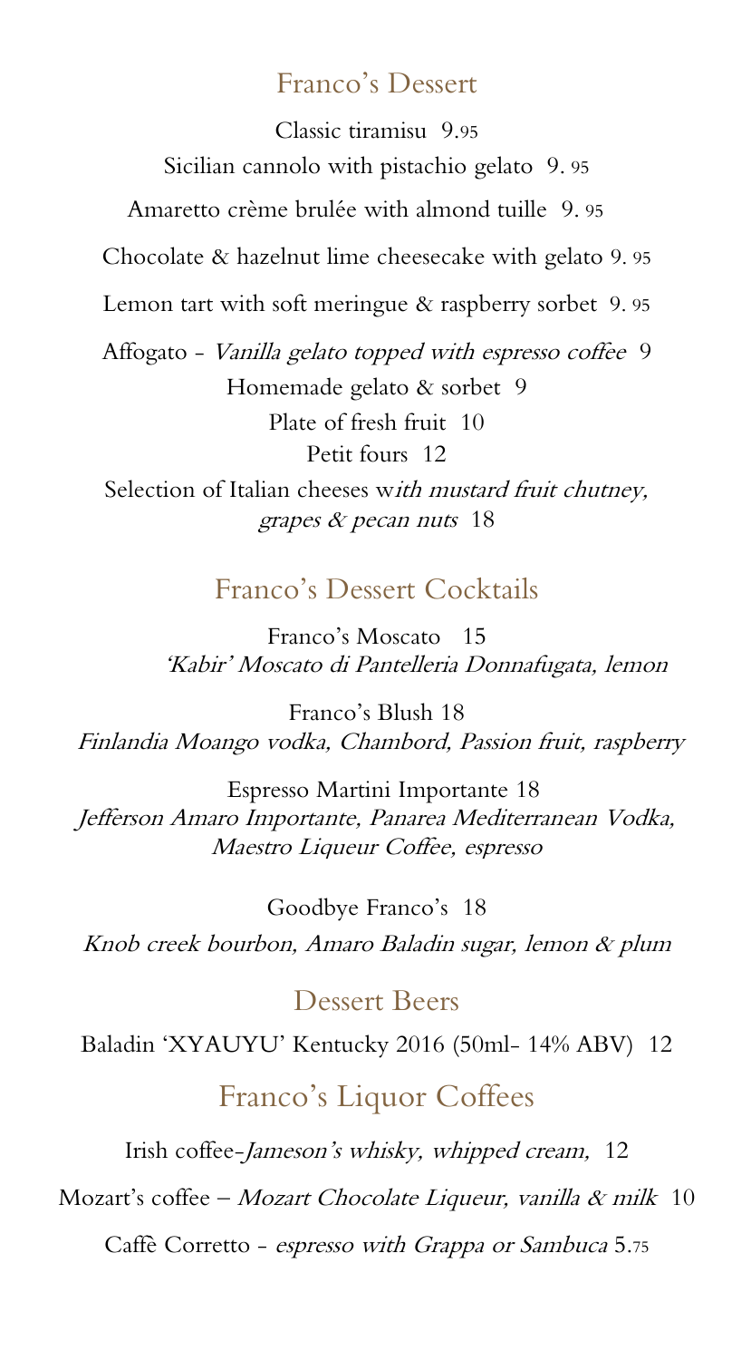## Franco's Dessert

Classic tiramisu 9.95

Sicilian cannolo with pistachio gelato 9. 95

Amaretto crème brulée with almond tuille 9. 95

Chocolate & hazelnut lime cheesecake with gelato 9. 95

Lemon tart with soft meringue & raspberry sorbet 9. 95

Affogato - *Vanilla gelato topped with espresso coffee* 9

Homemade gelato & sorbet 9

Plate of fresh fruit 10

Petit fours 12

Selection of Italian cheeses w*ith mustard fruit chutney, grapes & pecan nuts* 18

## Franco's Dessert Cocktails

Franco's Moscato 15
*'Kabir' Moscato di Pantelleria Donnafugata, lemon*

Franco's Blush 18
*Finlandia Moango vodka, Chambord, Passion fruit, raspberry*

Espresso Martini Importante 18
*Jefferson Amaro Importante, Panarea Mediterranean Vodka, Maestro Liqueur Coffee, espresso*

Goodbye Franco's 18
*Knob creek bourbon, Amaro Baladin sugar, lemon & plum*

## Dessert Beers

Baladin 'XYAUYU' Kentucky 2016 (50ml- 14% ABV) 12

## Franco's Liquor Coffees

Irish coffee-*Jameson's whisky, whipped cream,* 12

Mozart's coffee – *Mozart Chocolate Liqueur, vanilla & milk* 10

Caffè Corretto - *espresso with Grappa or Sambuca* 5.75